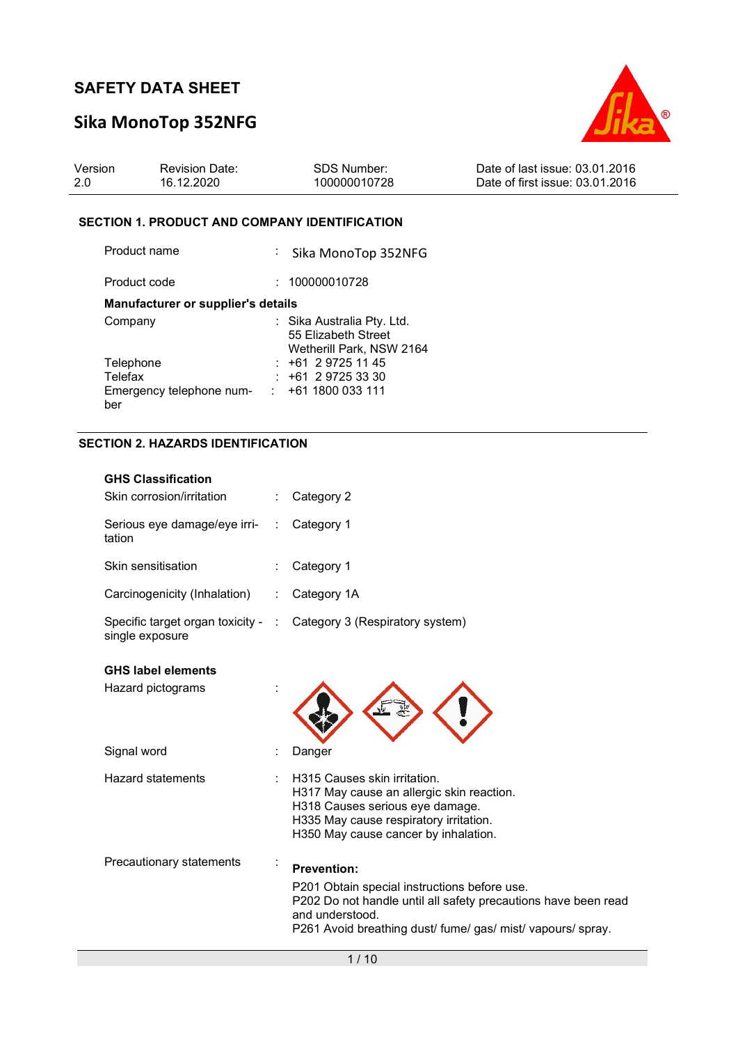# SAFETY DATA SHEET

# Sika MonoTop 352NFG

| Version | Revision Date: | SDS Number: | Date of last issue: 03.01.2016 |
|---|---|---|---|
| 2.0 | 16.12.2020 | 100000010728 | Date of first issue: 03.01.2016 |

## SECTION 1. PRODUCT AND COMPANY IDENTIFICATION

Product name : Sika MonoTop 352NFG

Product code : 100000010728

**Manufacturer or supplier's details**

Company : Sika Australia Pty. Ltd.
55 Elizabeth Street
Wetherill Park, NSW 2164

Telephone : +61 2 9725 11 45

Telefax : +61 2 9725 33 30

Emergency telephone number : +61 1800 033 111

## SECTION 2. HAZARDS IDENTIFICATION

**GHS Classification**

Skin corrosion/irritation : Category 2

Serious eye damage/eye irritation : Category 1

Skin sensitisation : Category 1

Carcinogenicity (Inhalation) : Category 1A

Specific target organ toxicity - single exposure : Category 3 (Respiratory system)

**GHS label elements**

Hazard pictograms :

Signal word : Danger

Hazard statements :
H315 Causes skin irritation.
H317 May cause an allergic skin reaction.
H318 Causes serious eye damage.
H335 May cause respiratory irritation.
H350 May cause cancer by inhalation.

Precautionary statements :

**Prevention:**

P201 Obtain special instructions before use.
P202 Do not handle until all safety precautions have been read and understood.
P261 Avoid breathing dust/ fume/ gas/ mist/ vapours/ spray.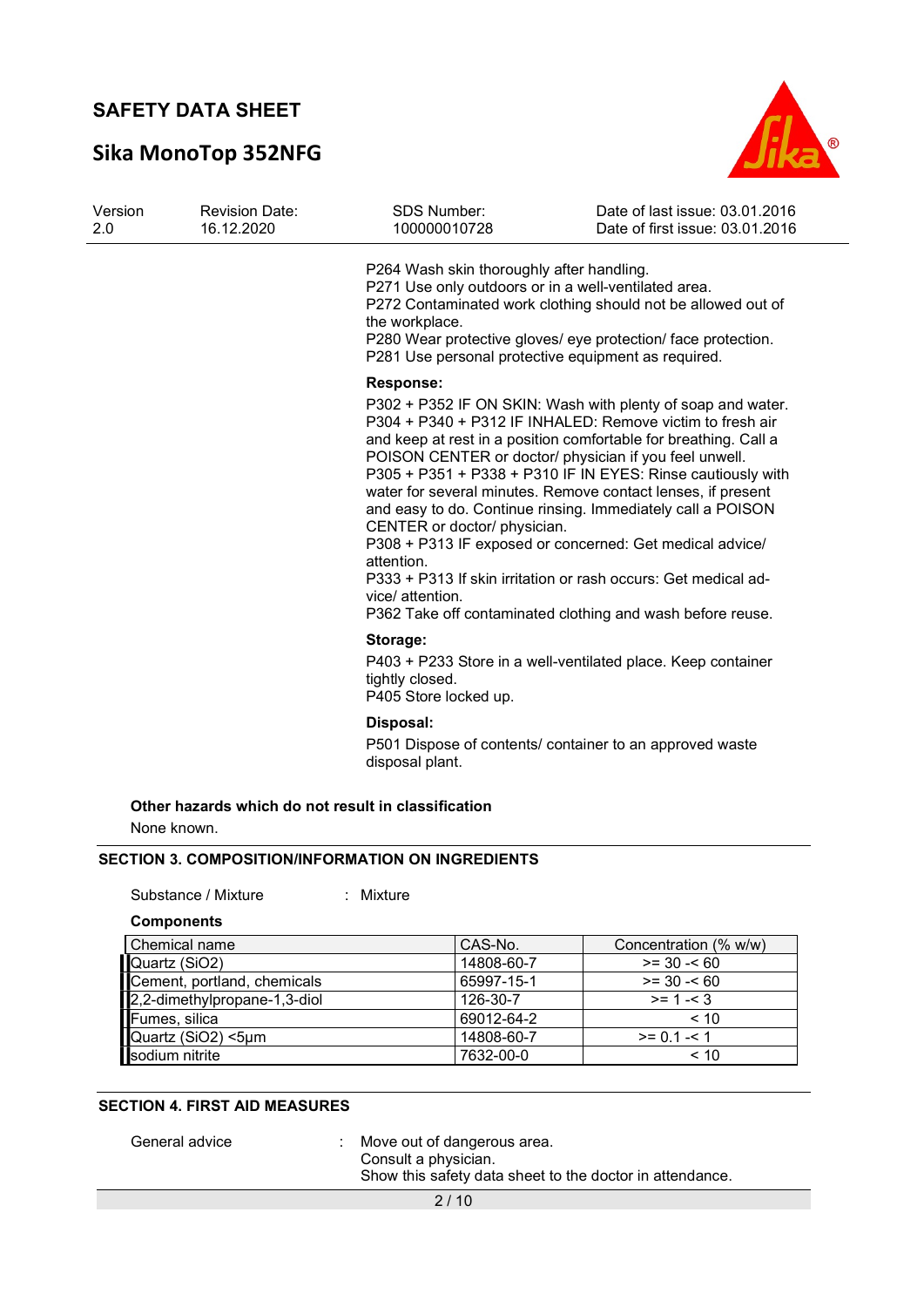P264 Wash skin thoroughly after handling.
P271 Use only outdoors or in a well-ventilated area.
P272 Contaminated work clothing should not be allowed out of the workplace.
P280 Wear protective gloves/ eye protection/ face protection.
P281 Use personal protective equipment as required.

**Response:**

P302 + P352 IF ON SKIN: Wash with plenty of soap and water.
P304 + P340 + P312 IF INHALED: Remove victim to fresh air and keep at rest in a position comfortable for breathing. Call a POISON CENTER or doctor/ physician if you feel unwell.
P305 + P351 + P338 + P310 IF IN EYES: Rinse cautiously with water for several minutes. Remove contact lenses, if present and easy to do. Continue rinsing. Immediately call a POISON CENTER or doctor/ physician.
P308 + P313 IF exposed or concerned: Get medical advice/ attention.
P333 + P313 If skin irritation or rash occurs: Get medical advice/ attention.
P362 Take off contaminated clothing and wash before reuse.

**Storage:**

P403 + P233 Store in a well-ventilated place. Keep container tightly closed.
P405 Store locked up.

**Disposal:**

P501 Dispose of contents/ container to an approved waste disposal plant.

**Other hazards which do not result in classification**

None known.

## SECTION 3. COMPOSITION/INFORMATION ON INGREDIENTS

Substance / Mixture : Mixture

**Components**

| Chemical name | CAS-No. | Concentration (% w/w) |
|---|---|---|
| Quartz (SiO2) | 14808-60-7 | >= 30 -< 60 |
| Cement, portland, chemicals | 65997-15-1 | >= 30 -< 60 |
| 2,2-dimethylpropane-1,3-diol | 126-30-7 | >= 1 -< 3 |
| Fumes, silica | 69012-64-2 | < 10 |
| Quartz (SiO2) <5µm | 14808-60-7 | >= 0.1 -< 1 |
| sodium nitrite | 7632-00-0 | < 10 |

## SECTION 4. FIRST AID MEASURES

General advice : Move out of dangerous area.
Consult a physician.
Show this safety data sheet to the doctor in attendance.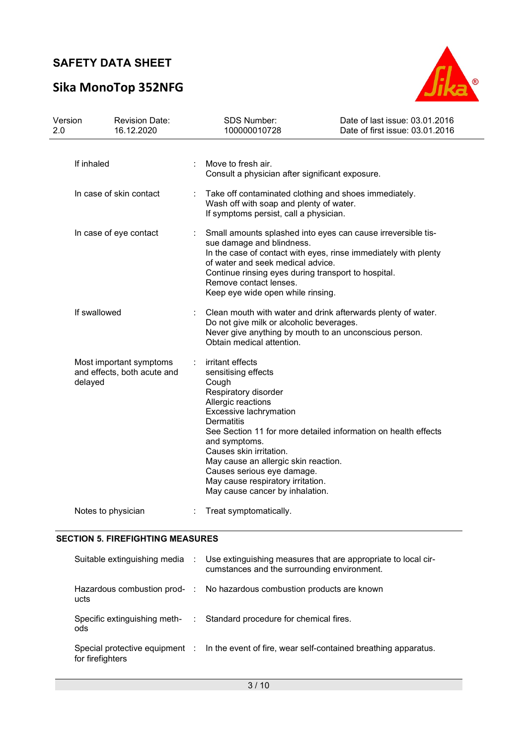| | | |
|---|---|---|
| If inhaled | : | Move to fresh air.<br>Consult a physician after significant exposure. |
| In case of skin contact | : | Take off contaminated clothing and shoes immediately.<br>Wash off with soap and plenty of water.<br>If symptoms persist, call a physician. |
| In case of eye contact | : | Small amounts splashed into eyes can cause irreversible tissue damage and blindness.<br>In the case of contact with eyes, rinse immediately with plenty of water and seek medical advice.<br>Continue rinsing eyes during transport to hospital.<br>Remove contact lenses.<br>Keep eye wide open while rinsing. |
| If swallowed | : | Clean mouth with water and drink afterwards plenty of water.<br>Do not give milk or alcoholic beverages.<br>Never give anything by mouth to an unconscious person.<br>Obtain medical attention. |
| Most important symptoms and effects, both acute and delayed | : | irritant effects<br>sensitising effects<br>Cough<br>Respiratory disorder<br>Allergic reactions<br>Excessive lachrymation<br>Dermatitis<br>See Section 11 for more detailed information on health effects and symptoms.<br>Causes skin irritation.<br>May cause an allergic skin reaction.<br>Causes serious eye damage.<br>May cause respiratory irritation.<br>May cause cancer by inhalation. |
| Notes to physician | : | Treat symptomatically. |

## SECTION 5. FIREFIGHTING MEASURES

| | | |
|---|---|---|
| Suitable extinguishing media | : | Use extinguishing measures that are appropriate to local circumstances and the surrounding environment. |
| Hazardous combustion products | : | No hazardous combustion products are known |
| Specific extinguishing methods | : | Standard procedure for chemical fires. |
| Special protective equipment for firefighters | : | In the event of fire, wear self-contained breathing apparatus. |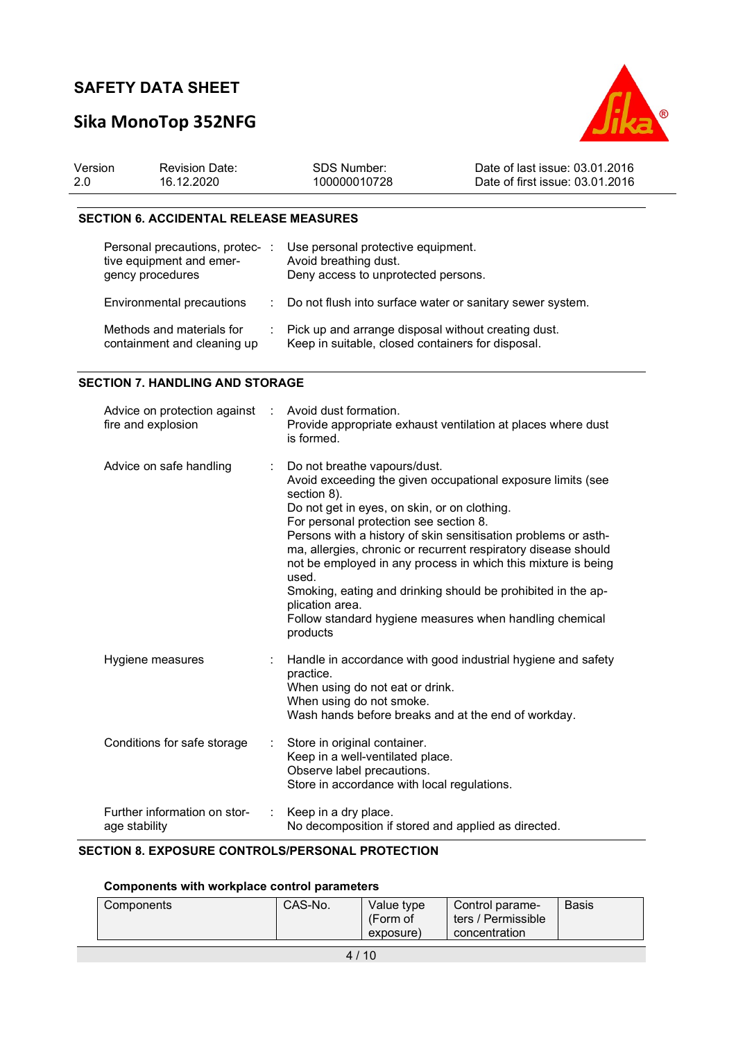## SECTION 6. ACCIDENTAL RELEASE MEASURES

| | | |
|---|---|---|
| Personal precautions, protective equipment and emergency procedures | : | Use personal protective equipment. Avoid breathing dust. Deny access to unprotected persons. |
| Environmental precautions | : | Do not flush into surface water or sanitary sewer system. |
| Methods and materials for containment and cleaning up | : | Pick up and arrange disposal without creating dust. Keep in suitable, closed containers for disposal. |

## SECTION 7. HANDLING AND STORAGE

| | | |
|---|---|---|
| Advice on protection against fire and explosion | : | Avoid dust formation. Provide appropriate exhaust ventilation at places where dust is formed. |
| Advice on safe handling | : | Do not breathe vapours/dust. Avoid exceeding the given occupational exposure limits (see section 8). Do not get in eyes, on skin, or on clothing. For personal protection see section 8. Persons with a history of skin sensitisation problems or asthma, allergies, chronic or recurrent respiratory disease should not be employed in any process in which this mixture is being used. Smoking, eating and drinking should be prohibited in the application area. Follow standard hygiene measures when handling chemical products |
| Hygiene measures | : | Handle in accordance with good industrial hygiene and safety practice. When using do not eat or drink. When using do not smoke. Wash hands before breaks and at the end of workday. |
| Conditions for safe storage | : | Store in original container. Keep in a well-ventilated place. Observe label precautions. Store in accordance with local regulations. |
| Further information on storage stability | : | Keep in a dry place. No decomposition if stored and applied as directed. |

## SECTION 8. EXPOSURE CONTROLS/PERSONAL PROTECTION

### Components with workplace control parameters

| Components | CAS-No. | Value type (Form of exposure) | Control parameters / Permissible concentration | Basis |
|---|---|---|---|---|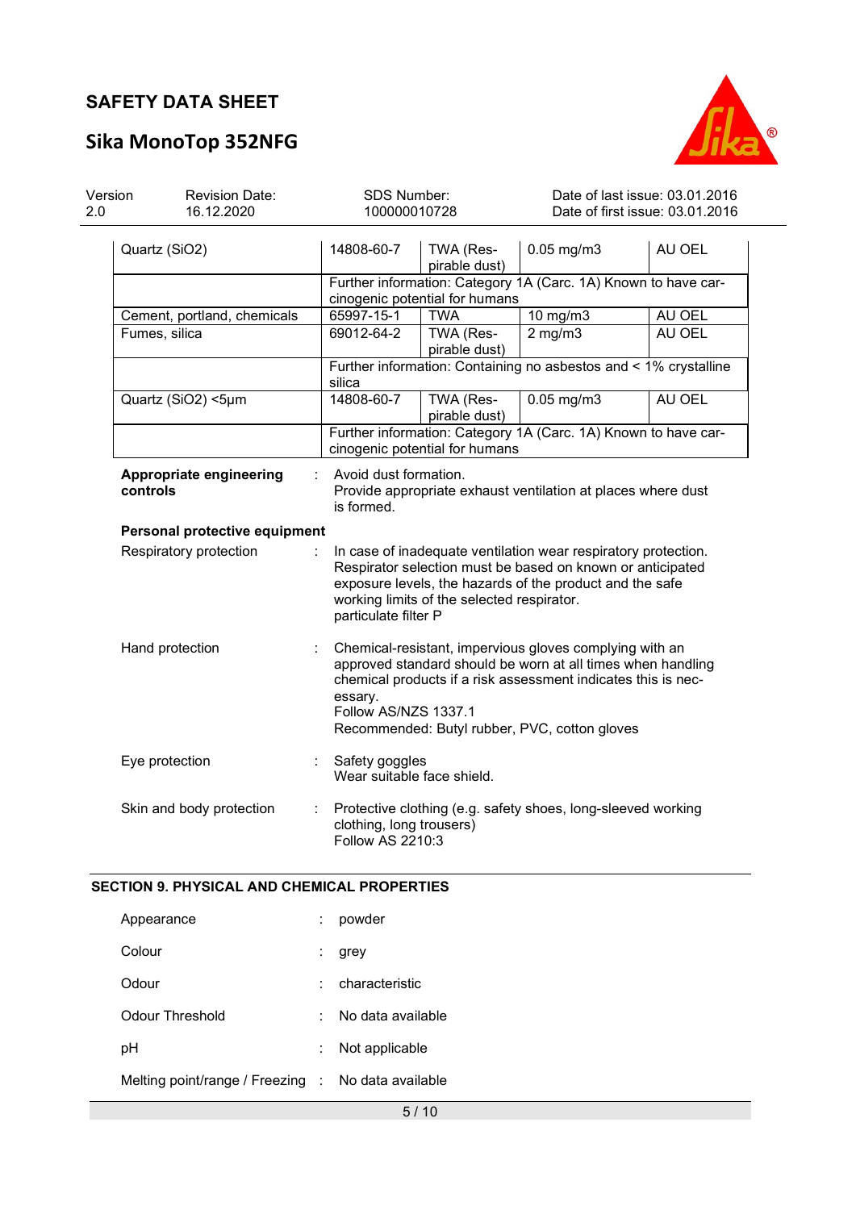| Components | CAS-No. | Value type (Form of exposure) | Control parameters | Basis |
|---|---|---|---|---|
| Quartz ($SiO_2$) | 14808-60-7 | TWA (Respirable dust) | 0.05 mg/m3 | AU OEL |
| | Further information: Category 1A (Carc. 1A) Known to have carcinogenic potential for humans | | | |
| Cement, portland, chemicals | 65997-15-1 | TWA | 10 mg/m3 | AU OEL |
| Fumes, silica | 69012-64-2 | TWA (Respirable dust) | 2 mg/m3 | AU OEL |
| | Further information: Containing no asbestos and < 1% crystalline silica | | | |
| Quartz ($SiO_2$) <5µm | 14808-60-7 | TWA (Respirable dust) | 0.05 mg/m3 | AU OEL |
| | Further information: Category 1A (Carc. 1A) Known to have carcinogenic potential for humans | | | |

**Appropriate engineering controls** : Avoid dust formation.
Provide appropriate exhaust ventilation at places where dust is formed.

**Personal protective equipment**

Respiratory protection : In case of inadequate ventilation wear respiratory protection.
Respirator selection must be based on known or anticipated exposure levels, the hazards of the product and the safe working limits of the selected respirator.
particulate filter P

Hand protection : Chemical-resistant, impervious gloves complying with an approved standard should be worn at all times when handling chemical products if a risk assessment indicates this is necessary.
Follow AS/NZS 1337.1
Recommended: Butyl rubber, PVC, cotton gloves

Eye protection : Safety goggles
Wear suitable face shield.

Skin and body protection : Protective clothing (e.g. safety shoes, long-sleeved working clothing, long trousers)
Follow AS 2210:3

## SECTION 9. PHYSICAL AND CHEMICAL PROPERTIES

Appearance : powder

Colour : grey

Odour : characteristic

Odour Threshold : No data available

pH : Not applicable

Melting point/range / Freezing : No data available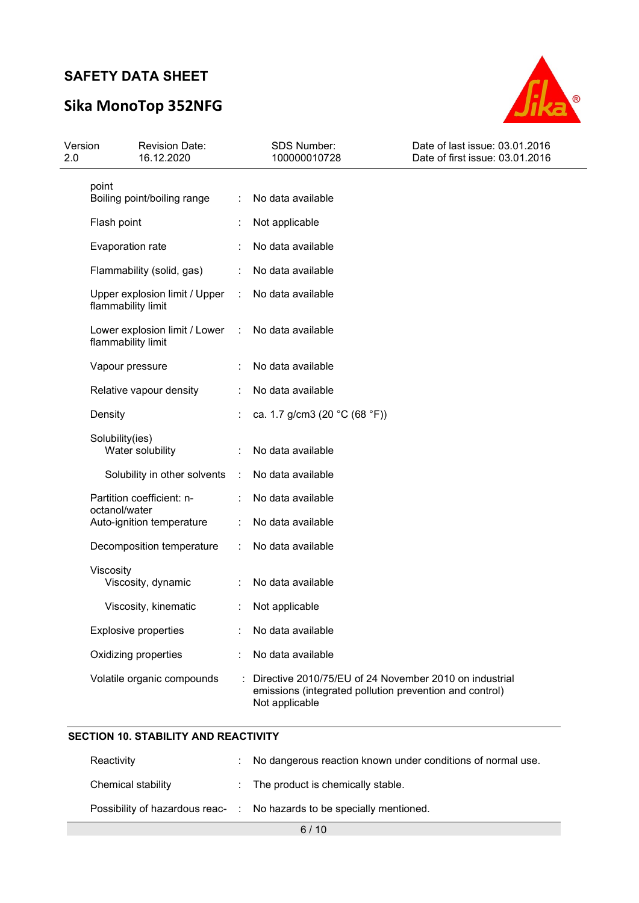| | | |
|---|---|---|
| point | | |
| Boiling point/boiling range | : | No data available |
| Flash point | : | Not applicable |
| Evaporation rate | : | No data available |
| Flammability (solid, gas) | : | No data available |
| Upper explosion limit / Upper flammability limit | : | No data available |
| Lower explosion limit / Lower flammability limit | : | No data available |
| Vapour pressure | : | No data available |
| Relative vapour density | : | No data available |
| Density | : | ca. 1.7 g/cm3 (20 °C (68 °F)) |
| Solubility(ies) | | |
| Water solubility | : | No data available |
| Solubility in other solvents | : | No data available |
| Partition coefficient: n-octanol/water | : | No data available |
| Auto-ignition temperature | : | No data available |
| Decomposition temperature | : | No data available |
| Viscosity | | |
| Viscosity, dynamic | : | No data available |
| Viscosity, kinematic | : | Not applicable |
| Explosive properties | : | No data available |
| Oxidizing properties | : | No data available |
| Volatile organic compounds | : | Directive 2010/75/EU of 24 November 2010 on industrial emissions (integrated pollution prevention and control)<br>Not applicable |

## SECTION 10. STABILITY AND REACTIVITY

| | | |
|---|---|---|
| Reactivity | : | No dangerous reaction known under conditions of normal use. |
| Chemical stability | : | The product is chemically stable. |
| Possibility of hazardous reac- | : | No hazards to be specially mentioned. |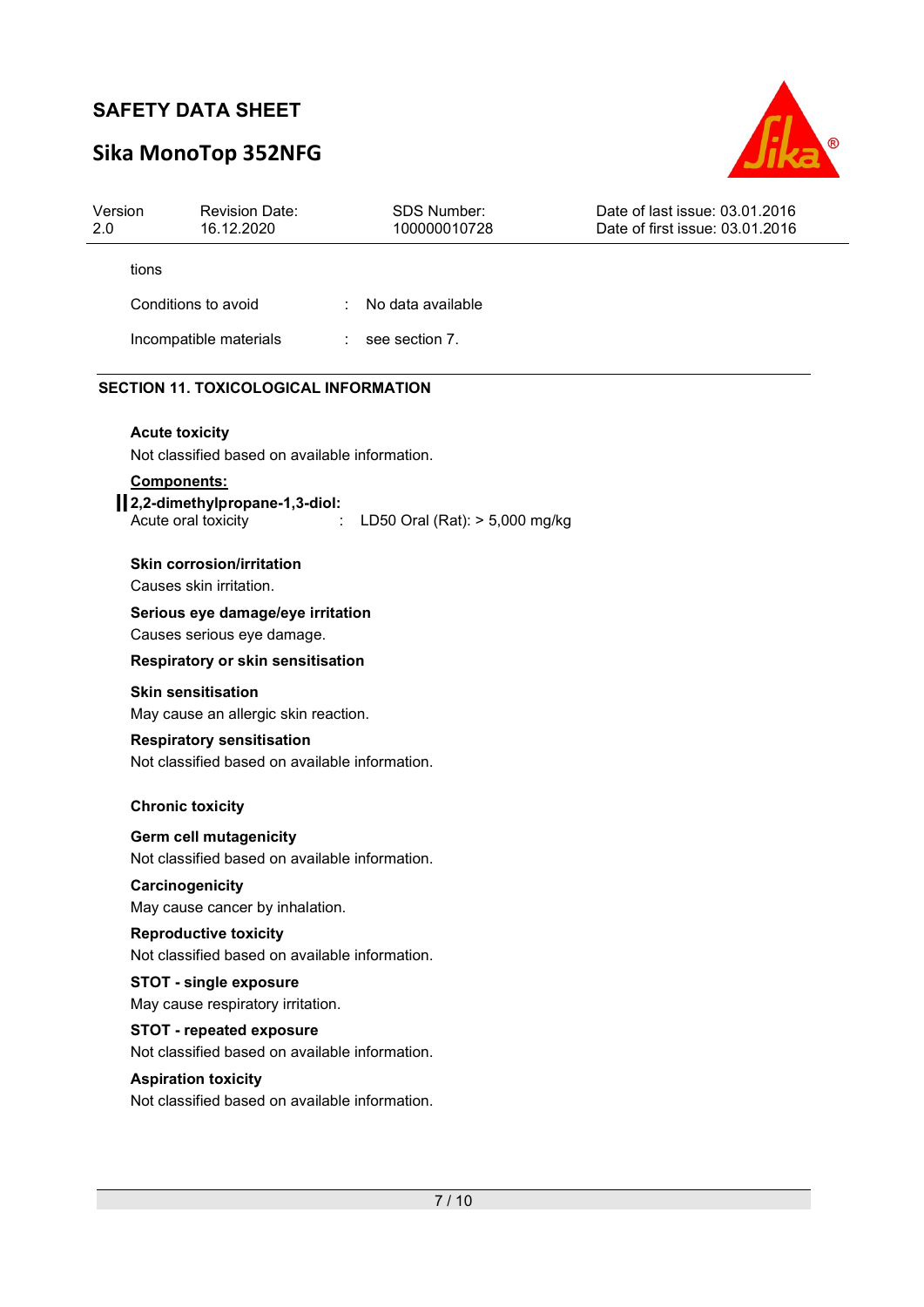tions

Conditions to avoid : No data available

Incompatible materials : see section 7.

## SECTION 11. TOXICOLOGICAL INFORMATION

**Acute toxicity**

Not classified based on available information.

**Components:**

**2,2-dimethylpropane-1,3-diol:**

Acute oral toxicity : LD50 Oral (Rat): > 5,000 mg/kg

**Skin corrosion/irritation**

Causes skin irritation.

**Serious eye damage/eye irritation**

Causes serious eye damage.

**Respiratory or skin sensitisation**

**Skin sensitisation**

May cause an allergic skin reaction.

**Respiratory sensitisation**

Not classified based on available information.

**Chronic toxicity**

**Germ cell mutagenicity**

Not classified based on available information.

**Carcinogenicity**

May cause cancer by inhalation.

**Reproductive toxicity**

Not classified based on available information.

**STOT - single exposure**

May cause respiratory irritation.

**STOT - repeated exposure**

Not classified based on available information.

**Aspiration toxicity**

Not classified based on available information.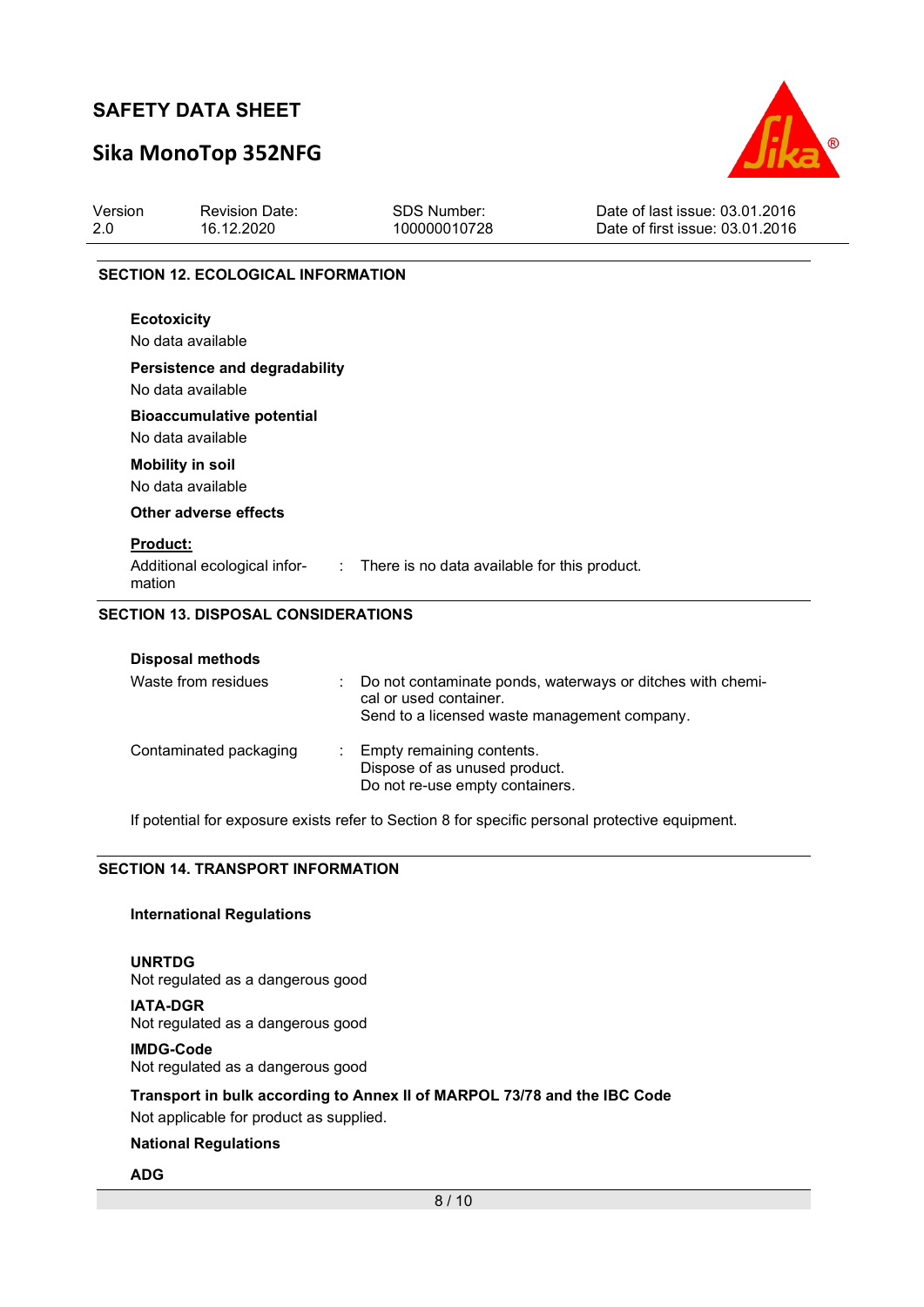## SECTION 12. ECOLOGICAL INFORMATION

**Ecotoxicity**
No data available

**Persistence and degradability**
No data available

**Bioaccumulative potential**
No data available

**Mobility in soil**
No data available

**Other adverse effects**

**Product:**

| | | |
|---|---|---|
| Additional ecological information | : | There is no data available for this product. |

## SECTION 13. DISPOSAL CONSIDERATIONS

**Disposal methods**

| | | |
|---|---|---|
| Waste from residues | : | Do not contaminate ponds, waterways or ditches with chemical or used container.<br>Send to a licensed waste management company. |
| Contaminated packaging | : | Empty remaining contents.<br>Dispose of as unused product.<br>Do not re-use empty containers. |

If potential for exposure exists refer to Section 8 for specific personal protective equipment.

## SECTION 14. TRANSPORT INFORMATION

**International Regulations**

**UNRTDG**
Not regulated as a dangerous good

**IATA-DGR**
Not regulated as a dangerous good

**IMDG-Code**
Not regulated as a dangerous good

**Transport in bulk according to Annex II of MARPOL 73/78 and the IBC Code**
Not applicable for product as supplied.

**National Regulations**

**ADG**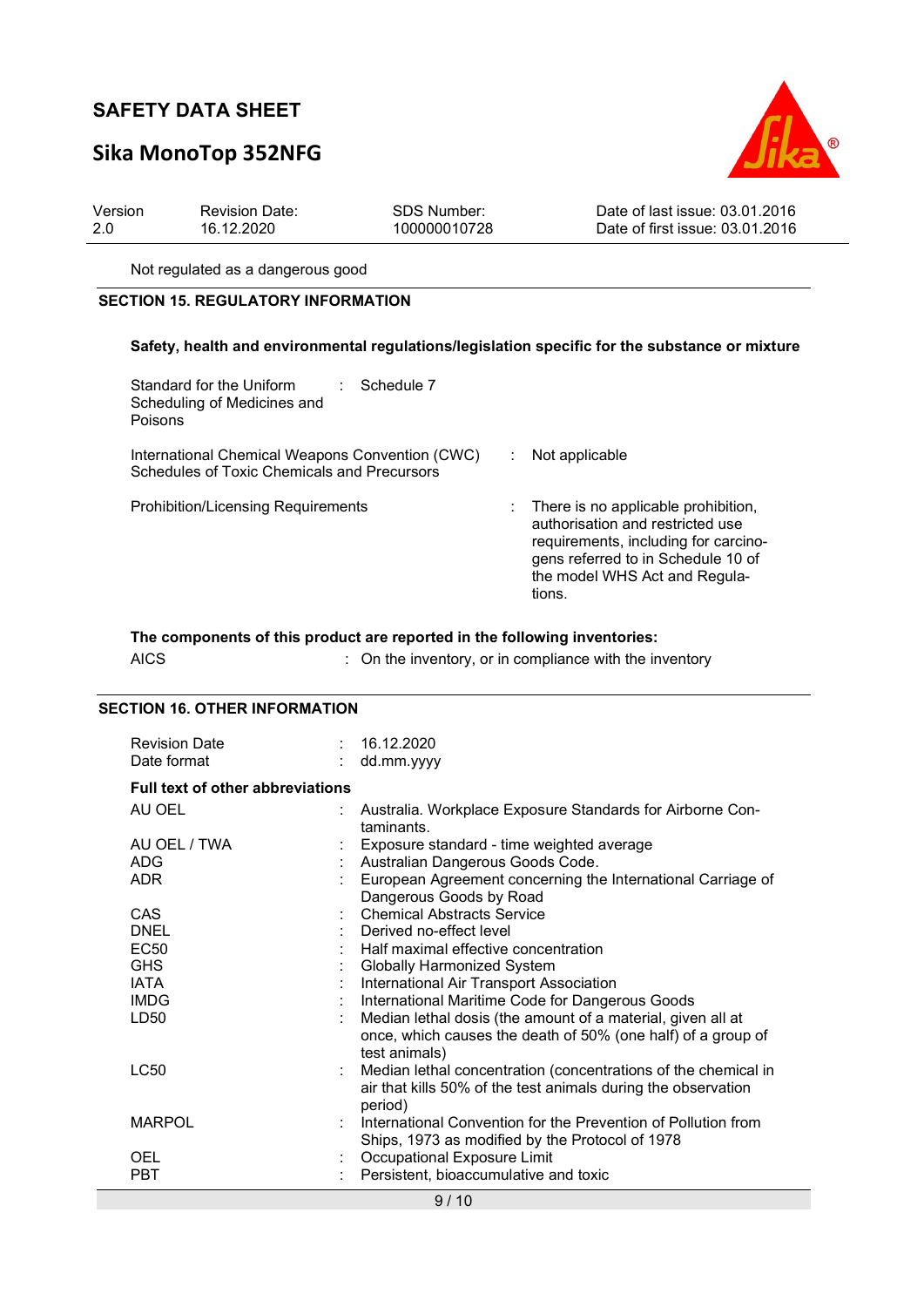Not regulated as a dangerous good

## SECTION 15. REGULATORY INFORMATION

**Safety, health and environmental regulations/legislation specific for the substance or mixture**

| | | |
|---|---|---|
| Standard for the Uniform Scheduling of Medicines and Poisons | : | Schedule 7 |
| International Chemical Weapons Convention (CWC) Schedules of Toxic Chemicals and Precursors | : | Not applicable |
| Prohibition/Licensing Requirements | : | There is no applicable prohibition, authorisation and restricted use requirements, including for carcinogens referred to in Schedule 10 of the model WHS Act and Regulations. |

**The components of this product are reported in the following inventories:**

| | | |
|---|---|---|
| AICS | : | On the inventory, or in compliance with the inventory |

## SECTION 16. OTHER INFORMATION

| | | |
|---|---|---|
| Revision Date | : | 16.12.2020 |
| Date format | : | dd.mm.yyyy |

**Full text of other abbreviations**

| | | |
|---|---|---|
| AU OEL | : | Australia. Workplace Exposure Standards for Airborne Contaminants. |
| AU OEL / TWA | : | Exposure standard - time weighted average |
| ADG | : | Australian Dangerous Goods Code. |
| ADR | : | European Agreement concerning the International Carriage of Dangerous Goods by Road |
| CAS | : | Chemical Abstracts Service |
| DNEL | : | Derived no-effect level |
| EC50 | : | Half maximal effective concentration |
| GHS | : | Globally Harmonized System |
| IATA | : | International Air Transport Association |
| IMDG | : | International Maritime Code for Dangerous Goods |
| LD50 | : | Median lethal dosis (the amount of a material, given all at once, which causes the death of 50% (one half) of a group of test animals) |
| LC50 | : | Median lethal concentration (concentrations of the chemical in air that kills 50% of the test animals during the observation period) |
| MARPOL | : | International Convention for the Prevention of Pollution from Ships, 1973 as modified by the Protocol of 1978 |
| OEL | : | Occupational Exposure Limit |
| PBT | : | Persistent, bioaccumulative and toxic |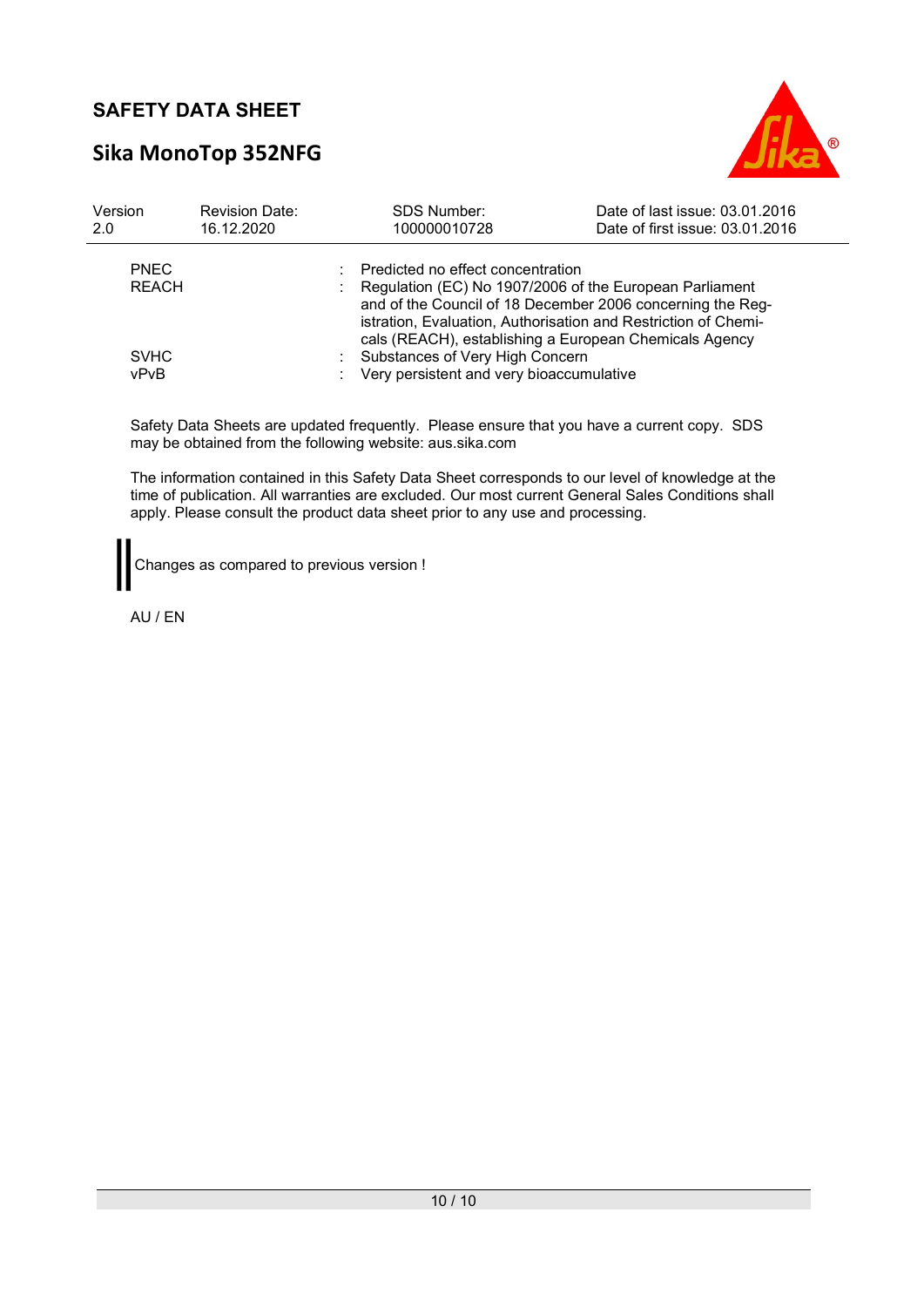| | |
|---|---|
| PNEC | : Predicted no effect concentration |
| REACH | : Regulation (EC) No 1907/2006 of the European Parliament and of the Council of 18 December 2006 concerning the Registration, Evaluation, Authorisation and Restriction of Chemicals (REACH), establishing a European Chemicals Agency |
| SVHC | : Substances of Very High Concern |
| vPvB | : Very persistent and very bioaccumulative |

Safety Data Sheets are updated frequently. Please ensure that you have a current copy. SDS may be obtained from the following website: aus.sika.com

The information contained in this Safety Data Sheet corresponds to our level of knowledge at the time of publication. All warranties are excluded. Our most current General Sales Conditions shall apply. Please consult the product data sheet prior to any use and processing.

Changes as compared to previous version !

AU / EN